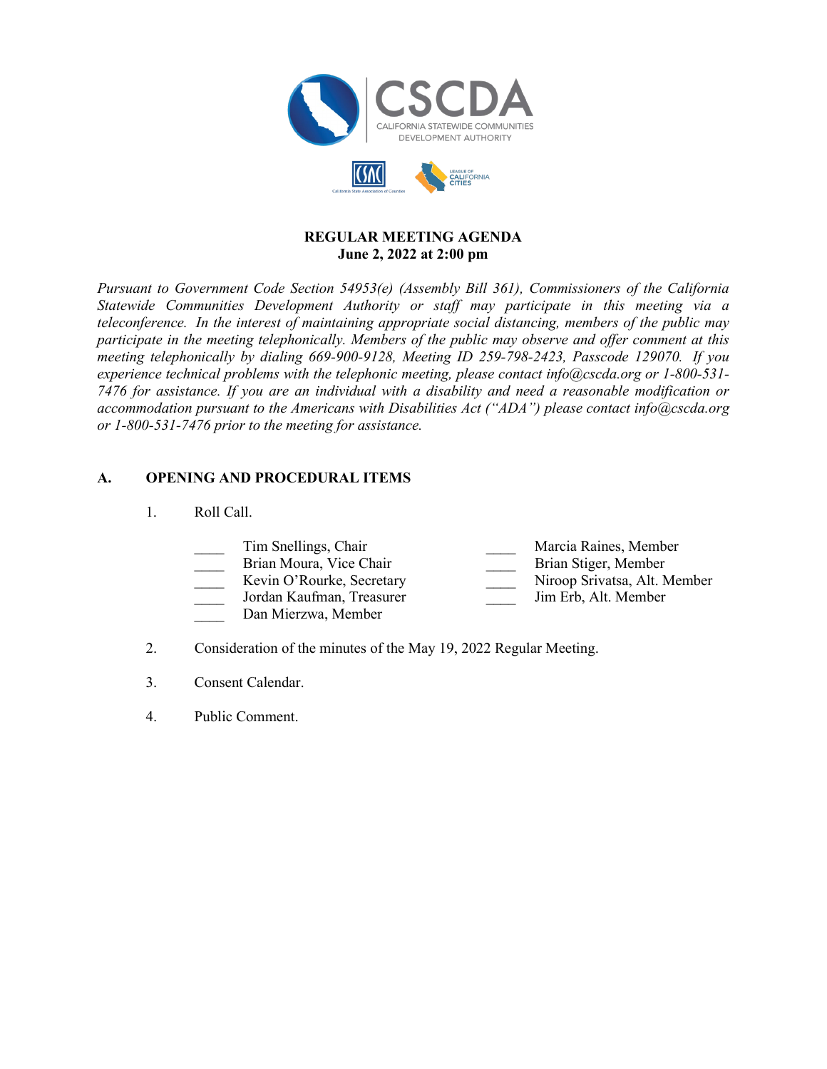**REGULAR MEETING AGENDA**
**June 2, 2022 at 2:00 pm**

*Pursuant to Government Code Section 54953(e) (Assembly Bill 361), Commissioners of the California Statewide Communities Development Authority or staff may participate in this meeting via a teleconference. In the interest of maintaining appropriate social distancing, members of the public may participate in the meeting telephonically. Members of the public may observe and offer comment at this meeting telephonically by dialing 669-900-9128, Meeting ID 259-798-2423, Passcode 129070. If you experience technical problems with the telephonic meeting, please contact info@cscda.org or 1-800-531-7476 for assistance. If you are an individual with a disability and need a reasonable modification or accommodation pursuant to the Americans with Disabilities Act ("ADA") please contact info@cscda.org or 1-800-531-7476 prior to the meeting for assistance.*

## A. OPENING AND PROCEDURAL ITEMS

1. Roll Call.

   ____ Tim Snellings, Chair
   ____ Brian Moura, Vice Chair
   ____ Kevin O'Rourke, Secretary
   ____ Jordan Kaufman, Treasurer
   ____ Dan Mierzwa, Member
   ____ Marcia Raines, Member
   ____ Brian Stiger, Member
   ____ Niroop Srivatsa, Alt. Member
   ____ Jim Erb, Alt. Member

2. Consideration of the minutes of the May 19, 2022 Regular Meeting.

3. Consent Calendar.

4. Public Comment.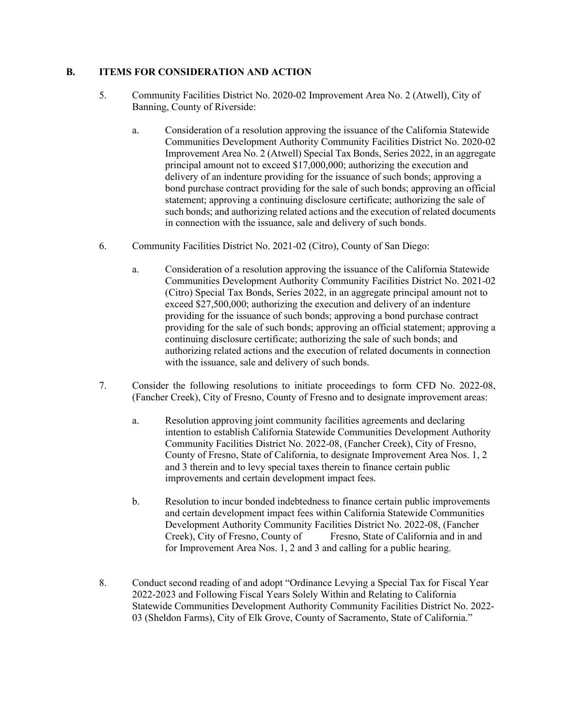## B. ITEMS FOR CONSIDERATION AND ACTION

5. Community Facilities District No. 2020-02 Improvement Area No. 2 (Atwell), City of Banning, County of Riverside:

   a. Consideration of a resolution approving the issuance of the California Statewide Communities Development Authority Community Facilities District No. 2020-02 Improvement Area No. 2 (Atwell) Special Tax Bonds, Series 2022, in an aggregate principal amount not to exceed $17,000,000; authorizing the execution and delivery of an indenture providing for the issuance of such bonds; approving a bond purchase contract providing for the sale of such bonds; approving an official statement; approving a continuing disclosure certificate; authorizing the sale of such bonds; and authorizing related actions and the execution of related documents in connection with the issuance, sale and delivery of such bonds.

6. Community Facilities District No. 2021-02 (Citro), County of San Diego:

   a. Consideration of a resolution approving the issuance of the California Statewide Communities Development Authority Community Facilities District No. 2021-02 (Citro) Special Tax Bonds, Series 2022, in an aggregate principal amount not to exceed $27,500,000; authorizing the execution and delivery of an indenture providing for the issuance of such bonds; approving a bond purchase contract providing for the sale of such bonds; approving an official statement; approving a continuing disclosure certificate; authorizing the sale of such bonds; and authorizing related actions and the execution of related documents in connection with the issuance, sale and delivery of such bonds.

7. Consider the following resolutions to initiate proceedings to form CFD No. 2022-08, (Fancher Creek), City of Fresno, County of Fresno and to designate improvement areas:

   a. Resolution approving joint community facilities agreements and declaring intention to establish California Statewide Communities Development Authority Community Facilities District No. 2022-08, (Fancher Creek), City of Fresno, County of Fresno, State of California, to designate Improvement Area Nos. 1, 2 and 3 therein and to levy special taxes therein to finance certain public improvements and certain development impact fees.

   b. Resolution to incur bonded indebtedness to finance certain public improvements and certain development impact fees within California Statewide Communities Development Authority Community Facilities District No. 2022-08, (Fancher Creek), City of Fresno, County of Fresno, State of California and in and for Improvement Area Nos. 1, 2 and 3 and calling for a public hearing.

8. Conduct second reading of and adopt "Ordinance Levying a Special Tax for Fiscal Year 2022-2023 and Following Fiscal Years Solely Within and Relating to California Statewide Communities Development Authority Community Facilities District No. 2022-03 (Sheldon Farms), City of Elk Grove, County of Sacramento, State of California."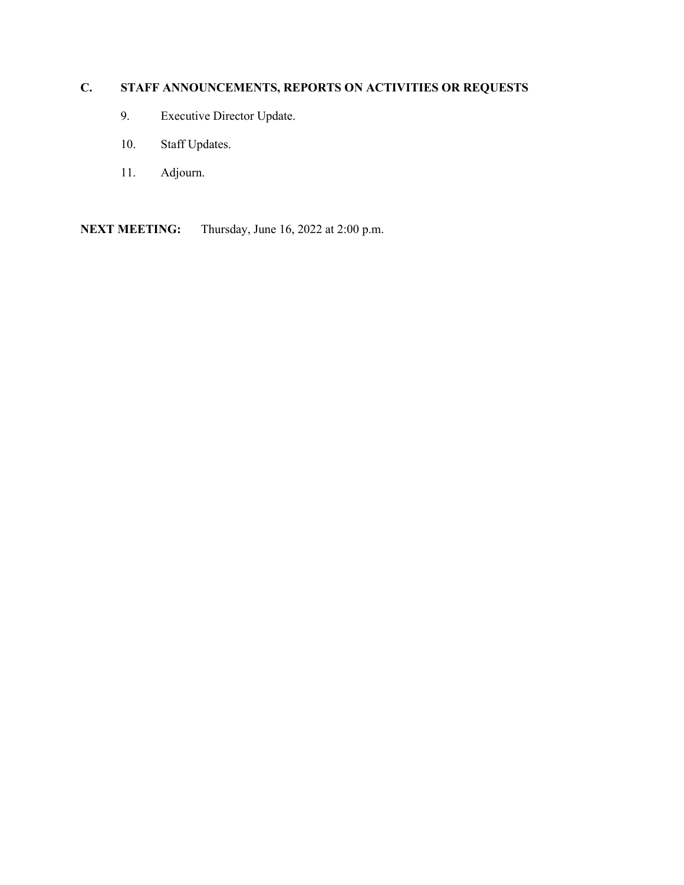## C. STAFF ANNOUNCEMENTS, REPORTS ON ACTIVITIES OR REQUESTS

9. Executive Director Update.

10. Staff Updates.

11. Adjourn.

**NEXT MEETING:** Thursday, June 16, 2022 at 2:00 p.m.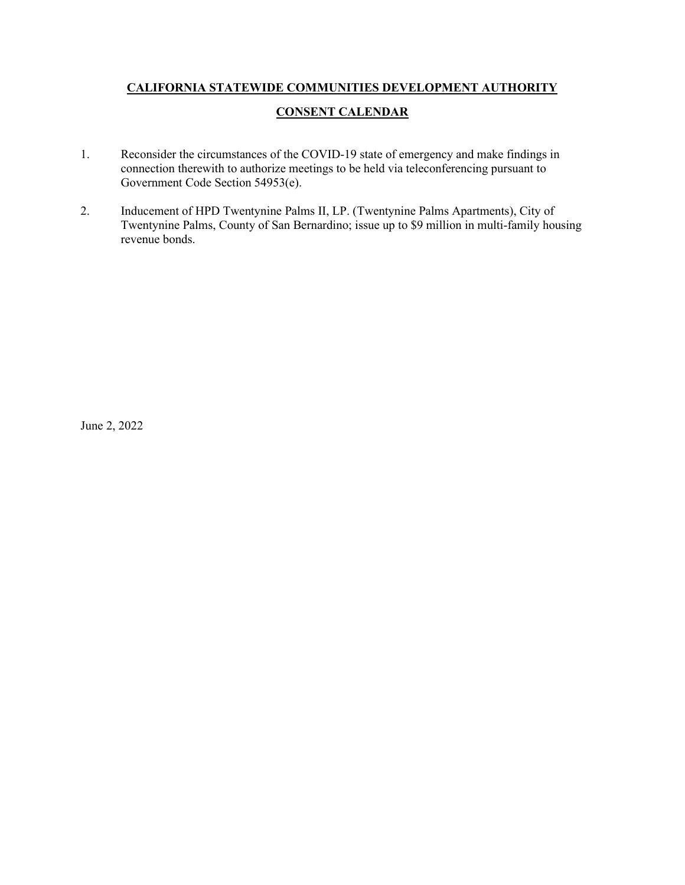# CALIFORNIA STATEWIDE COMMUNITIES DEVELOPMENT AUTHORITY

## CONSENT CALENDAR

1. Reconsider the circumstances of the COVID-19 state of emergency and make findings in connection therewith to authorize meetings to be held via teleconferencing pursuant to Government Code Section 54953(e).

2. Inducement of HPD Twentynine Palms II, LP. (Twentynine Palms Apartments), City of Twentynine Palms, County of San Bernardino; issue up to $9 million in multi-family housing revenue bonds.

June 2, 2022